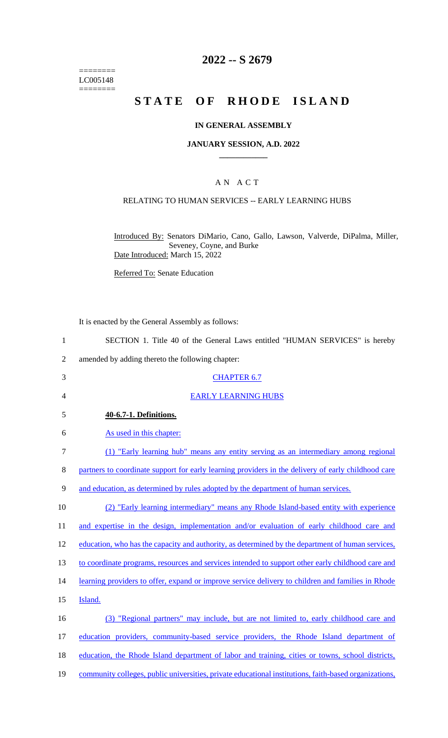========
LC005148
========

# 2022 -- S 2679

# STATE OF RHODE ISLAND

## IN GENERAL ASSEMBLY

### JANUARY SESSION, A.D. 2022

### A N A C T

### RELATING TO HUMAN SERVICES -- EARLY LEARNING HUBS

Introduced By: Senators DiMario, Cano, Gallo, Lawson, Valverde, DiPalma, Miller, Seveney, Coyne, and Burke

Date Introduced: March 15, 2022

Referred To: Senate Education

It is enacted by the General Assembly as follows:

1 SECTION 1. Title 40 of the General Laws entitled "HUMAN SERVICES" is hereby
2 amended by adding thereto the following chapter:

3 CHAPTER 6.7

4 EARLY LEARNING HUBS

5 **40-6.7-1. Definitions.**

6 As used in this chapter:

7 (1) "Early learning hub" means any entity serving as an intermediary among regional
8 partners to coordinate support for early learning providers in the delivery of early childhood care
9 and education, as determined by rules adopted by the department of human services.

10 (2) "Early learning intermediary" means any Rhode Island-based entity with experience
11 and expertise in the design, implementation and/or evaluation of early childhood care and
12 education, who has the capacity and authority, as determined by the department of human services,
13 to coordinate programs, resources and services intended to support other early childhood care and
14 learning providers to offer, expand or improve service delivery to children and families in Rhode
15 Island.

16 (3) "Regional partners" may include, but are not limited to, early childhood care and
17 education providers, community-based service providers, the Rhode Island department of
18 education, the Rhode Island department of labor and training, cities or towns, school districts,
19 community colleges, public universities, private educational institutions, faith-based organizations,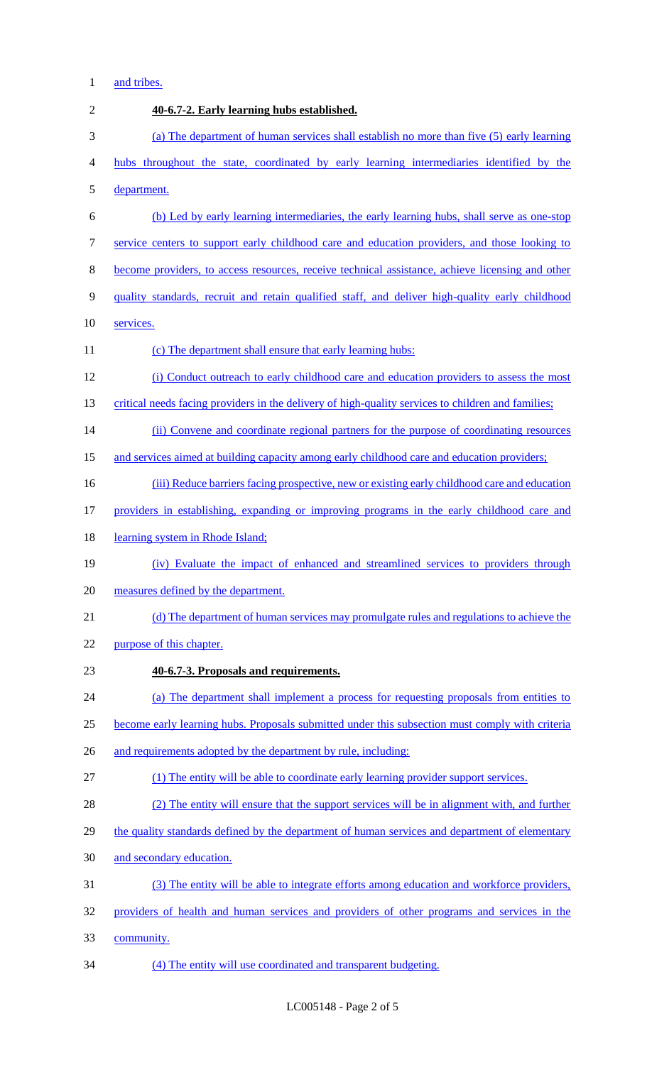and tribes.

**40-6.7-2. Early learning hubs established.**

(a) The department of human services shall establish no more than five (5) early learning hubs throughout the state, coordinated by early learning intermediaries identified by the department.

(b) Led by early learning intermediaries, the early learning hubs, shall serve as one-stop service centers to support early childhood care and education providers, and those looking to become providers, to access resources, receive technical assistance, achieve licensing and other quality standards, recruit and retain qualified staff, and deliver high-quality early childhood services.

(c) The department shall ensure that early learning hubs:

(i) Conduct outreach to early childhood care and education providers to assess the most critical needs facing providers in the delivery of high-quality services to children and families;

(ii) Convene and coordinate regional partners for the purpose of coordinating resources and services aimed at building capacity among early childhood care and education providers;

(iii) Reduce barriers facing prospective, new or existing early childhood care and education providers in establishing, expanding or improving programs in the early childhood care and learning system in Rhode Island;

(iv) Evaluate the impact of enhanced and streamlined services to providers through measures defined by the department.

(d) The department of human services may promulgate rules and regulations to achieve the purpose of this chapter.

**40-6.7-3. Proposals and requirements.**

(a) The department shall implement a process for requesting proposals from entities to become early learning hubs. Proposals submitted under this subsection must comply with criteria and requirements adopted by the department by rule, including:

(1) The entity will be able to coordinate early learning provider support services.

(2) The entity will ensure that the support services will be in alignment with, and further the quality standards defined by the department of human services and department of elementary and secondary education.

(3) The entity will be able to integrate efforts among education and workforce providers, providers of health and human services and providers of other programs and services in the community.

(4) The entity will use coordinated and transparent budgeting.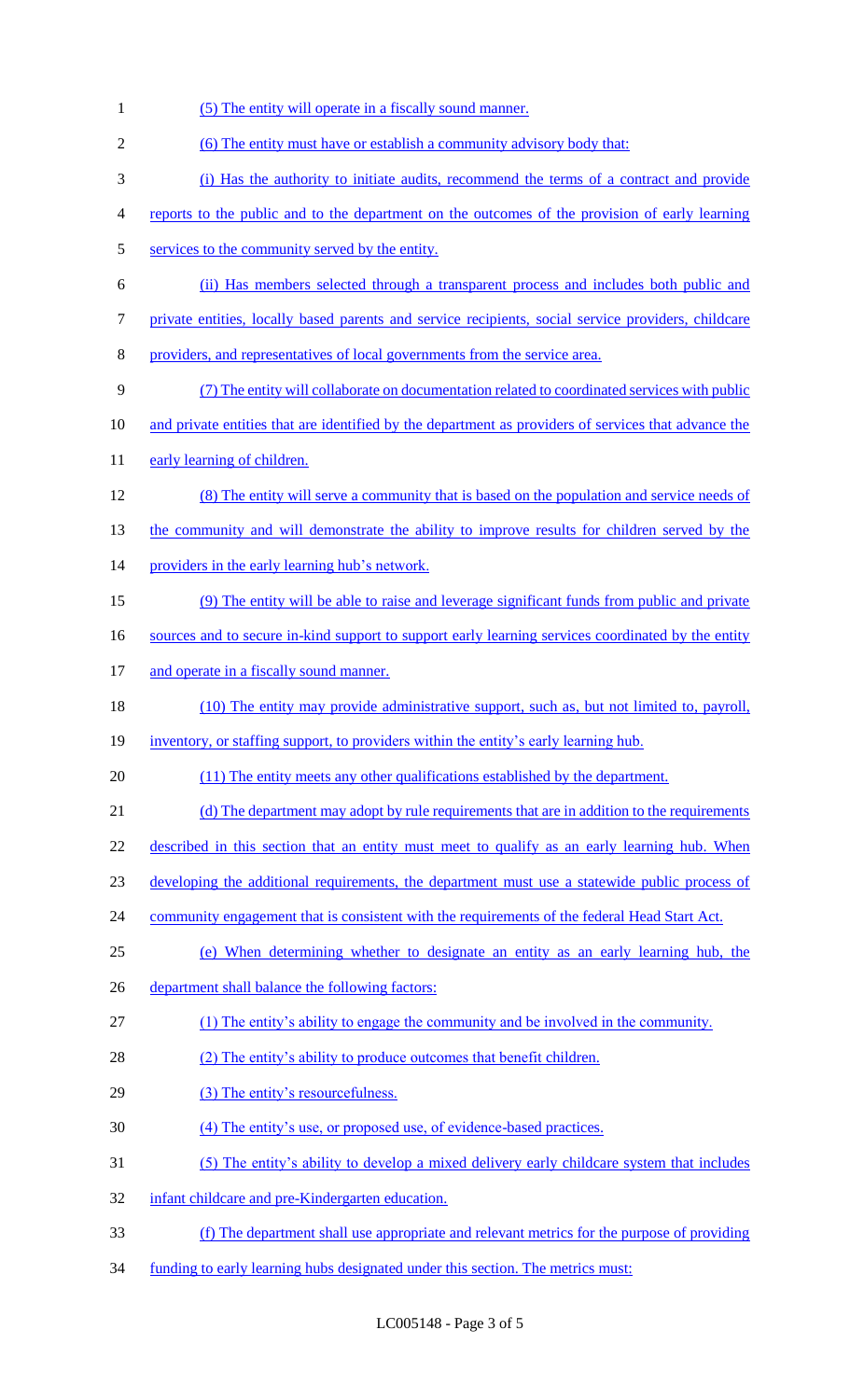(5) The entity will operate in a fiscally sound manner.

(6) The entity must have or establish a community advisory body that:

(i) Has the authority to initiate audits, recommend the terms of a contract and provide reports to the public and to the department on the outcomes of the provision of early learning services to the community served by the entity.

(ii) Has members selected through a transparent process and includes both public and private entities, locally based parents and service recipients, social service providers, childcare providers, and representatives of local governments from the service area.

(7) The entity will collaborate on documentation related to coordinated services with public and private entities that are identified by the department as providers of services that advance the early learning of children.

(8) The entity will serve a community that is based on the population and service needs of the community and will demonstrate the ability to improve results for children served by the providers in the early learning hub's network.

(9) The entity will be able to raise and leverage significant funds from public and private sources and to secure in-kind support to support early learning services coordinated by the entity and operate in a fiscally sound manner.

(10) The entity may provide administrative support, such as, but not limited to, payroll, inventory, or staffing support, to providers within the entity's early learning hub.

(11) The entity meets any other qualifications established by the department.

(d) The department may adopt by rule requirements that are in addition to the requirements described in this section that an entity must meet to qualify as an early learning hub. When developing the additional requirements, the department must use a statewide public process of community engagement that is consistent with the requirements of the federal Head Start Act.

(e) When determining whether to designate an entity as an early learning hub, the department shall balance the following factors:

(1) The entity's ability to engage the community and be involved in the community.

(2) The entity's ability to produce outcomes that benefit children.

(3) The entity's resourcefulness.

(4) The entity's use, or proposed use, of evidence-based practices.

(5) The entity's ability to develop a mixed delivery early childcare system that includes infant childcare and pre-Kindergarten education.

(f) The department shall use appropriate and relevant metrics for the purpose of providing funding to early learning hubs designated under this section. The metrics must: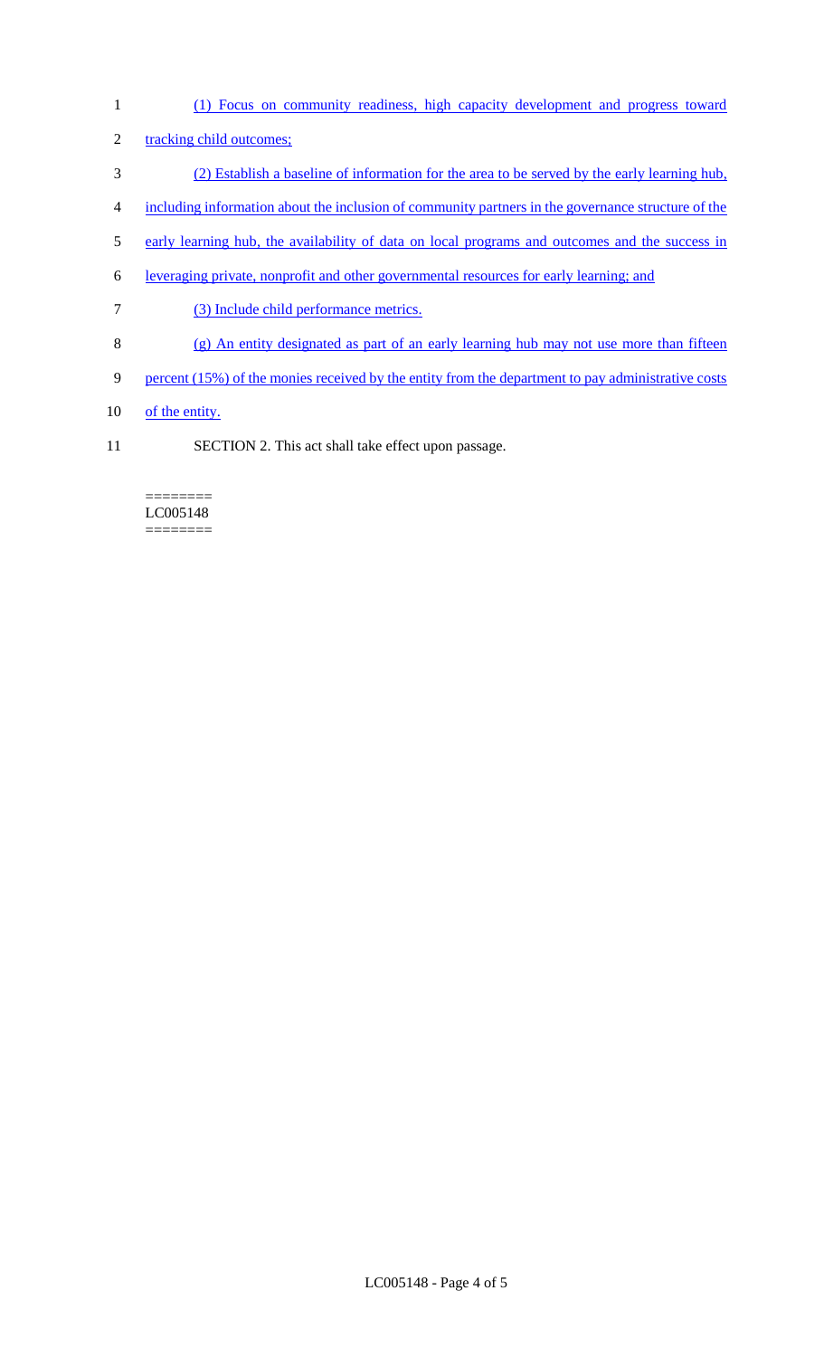(1) Focus on community readiness, high capacity development and progress toward tracking child outcomes;

(2) Establish a baseline of information for the area to be served by the early learning hub, including information about the inclusion of community partners in the governance structure of the early learning hub, the availability of data on local programs and outcomes and the success in leveraging private, nonprofit and other governmental resources for early learning; and

(3) Include child performance metrics.

(g) An entity designated as part of an early learning hub may not use more than fifteen percent (15%) of the monies received by the entity from the department to pay administrative costs of the entity.

SECTION 2. This act shall take effect upon passage.

========
LC005148
========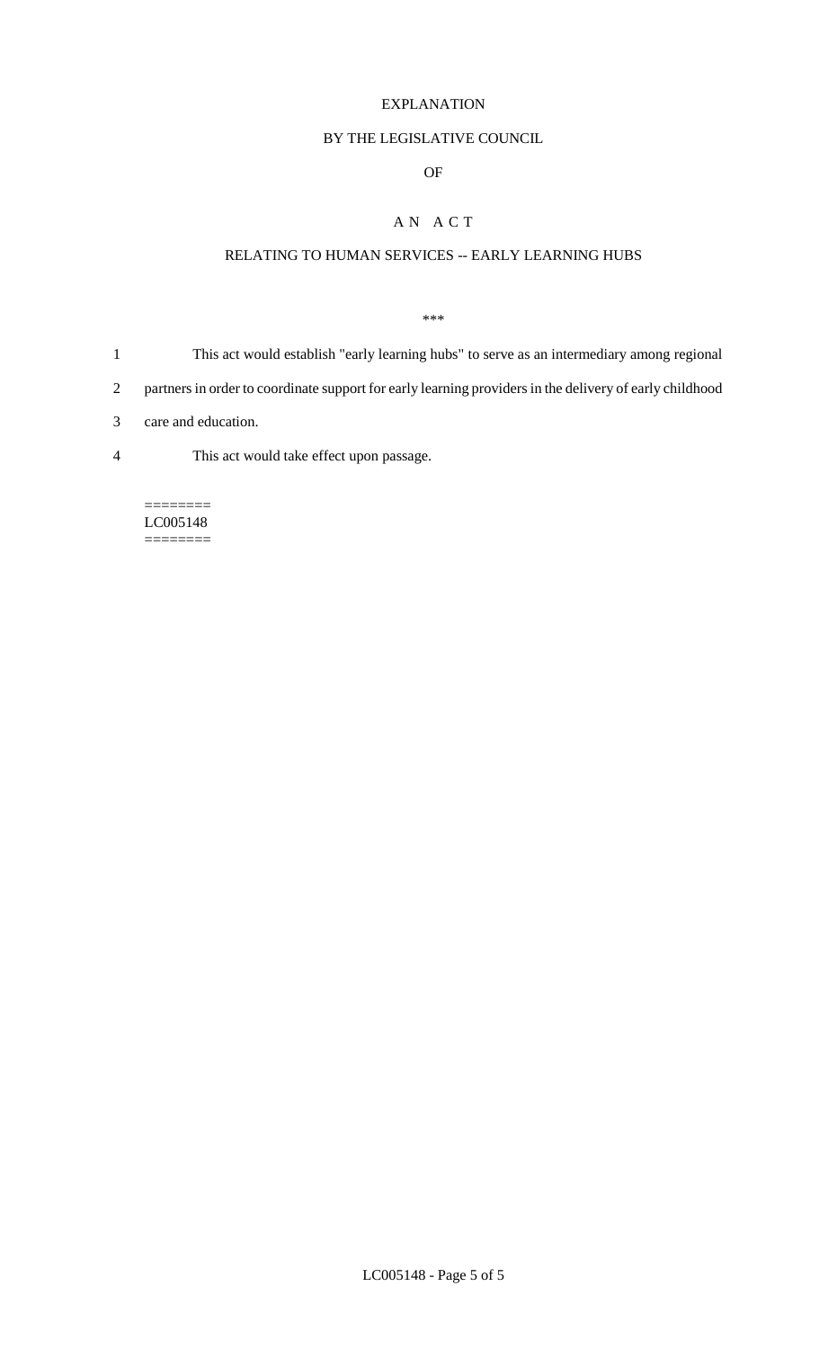EXPLANATION

BY THE LEGISLATIVE COUNCIL

OF

A N A C T

RELATING TO HUMAN SERVICES -- EARLY LEARNING HUBS

\*\*\*

1 This act would establish "early learning hubs" to serve as an intermediary among regional
2 partners in order to coordinate support for early learning providers in the delivery of early childhood
3 care and education.
4 This act would take effect upon passage.

========
LC005148
========